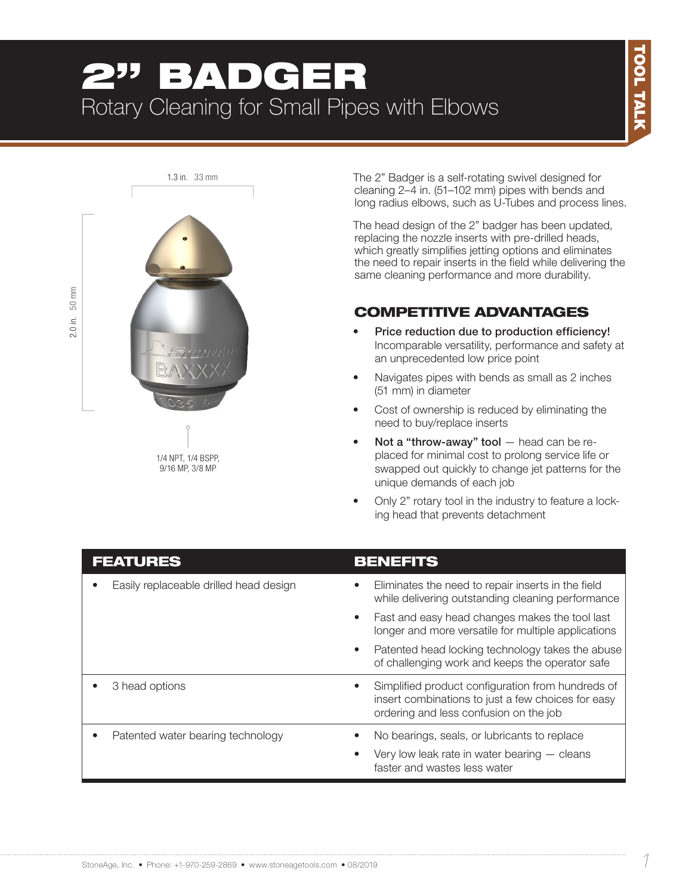# 2” BADGER

## Rotary Cleaning for Small Pipes with Elbows

TOOL TALK

1.3 in. 33 mm

2.0 in. 50 mm

1/4 NPT, 1/4 BSPP, 9/16 MP, 3/8 MP

The 2” Badger is a self-rotating swivel designed for cleaning 2–4 in. (51–102 mm) pipes with bends and long radius elbows, such as U-Tubes and process lines.

The head design of the 2” badger has been updated, replacing the nozzle inserts with pre-drilled heads, which greatly simplifies jetting options and eliminates the need to repair inserts in the field while delivering the same cleaning performance and more durability.

## COMPETITIVE ADVANTAGES

- **Price reduction due to production efficiency!** Incomparable versatility, performance and safety at an unprecedented low price point
- Navigates pipes with bends as small as 2 inches (51 mm) in diameter
- Cost of ownership is reduced by eliminating the need to buy/replace inserts
- **Not a “throw-away” tool** — head can be replaced for minimal cost to prolong service life or swapped out quickly to change jet patterns for the unique demands of each job
- Only 2” rotary tool in the industry to feature a locking head that prevents detachment

| FEATURES | BENEFITS |
| --- | --- |
| • Easily replaceable drilled head design | • Eliminates the need to repair inserts in the field while delivering outstanding cleaning performance<br>• Fast and easy head changes makes the tool last longer and more versatile for multiple applications<br>• Patented head locking technology takes the abuse of challenging work and keeps the operator safe |
| • 3 head options | • Simplified product configuration from hundreds of insert combinations to just a few choices for easy ordering and less confusion on the job |
| • Patented water bearing technology | • No bearings, seals, or lubricants to replace<br>• Very low leak rate in water bearing — cleans faster and wastes less water |

StoneAge, Inc. • Phone: +1-970-259-2869 • www.stoneagetools.com • 08/2019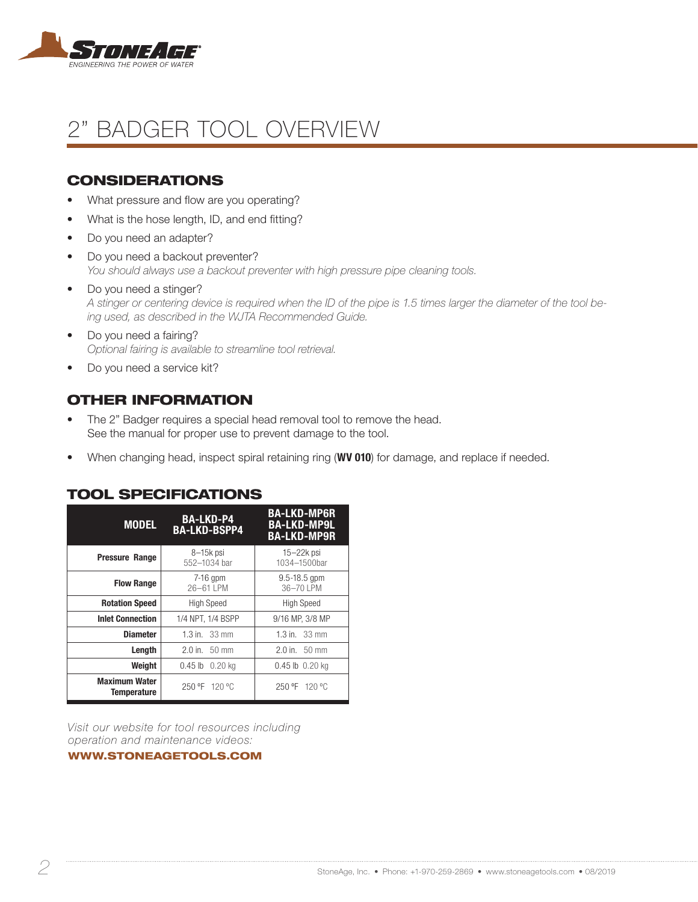STONEAGE
ENGINEERING THE POWER OF WATER

# 2" BADGER TOOL OVERVIEW

## CONSIDERATIONS

- What pressure and flow are you operating?
- What is the hose length, ID, and end fitting?
- Do you need an adapter?
- Do you need a backout preventer?
  *You should always use a backout preventer with high pressure pipe cleaning tools.*
- Do you need a stinger?
  *A stinger or centering device is required when the ID of the pipe is 1.5 times larger the diameter of the tool being used, as described in the WJTA Recommended Guide.*
- Do you need a fairing?
  *Optional fairing is available to streamline tool retrieval.*
- Do you need a service kit?

## OTHER INFORMATION

- The 2" Badger requires a special head removal tool to remove the head.
  See the manual for proper use to prevent damage to the tool.
- When changing head, inspect spiral retaining ring (**WV 010**) for damage, and replace if needed.

## TOOL SPECIFICATIONS

| MODEL | BA-LKD-P4<br>BA-LKD-BSPP4 | BA-LKD-MP6R<br>BA-LKD-MP9L<br>BA-LKD-MP9R |
|---|---|---|
| **Pressure Range** | 8–15k psi<br>552–1034 bar | 15–22k psi<br>1034–1500bar |
| **Flow Range** | 7-16 gpm<br>26–61 LPM | 9.5-18.5 gpm<br>36–70 LPM |
| **Rotation Speed** | High Speed | High Speed |
| **Inlet Connection** | 1/4 NPT, 1/4 BSPP | 9/16 MP, 3/8 MP |
| **Diameter** | 1.3 in. 33 mm | 1.3 in. 33 mm |
| **Length** | 2.0 in. 50 mm | 2.0 in. 50 mm |
| **Weight** | 0.45 lb 0.20 kg | 0.45 lb 0.20 kg |
| **Maximum Water Temperature** | 250 ºF 120 ºC | 250 ºF 120 ºC |

*Visit our website for tool resources including operation and maintenance videos:*

**WWW.STONEAGETOOLS.COM**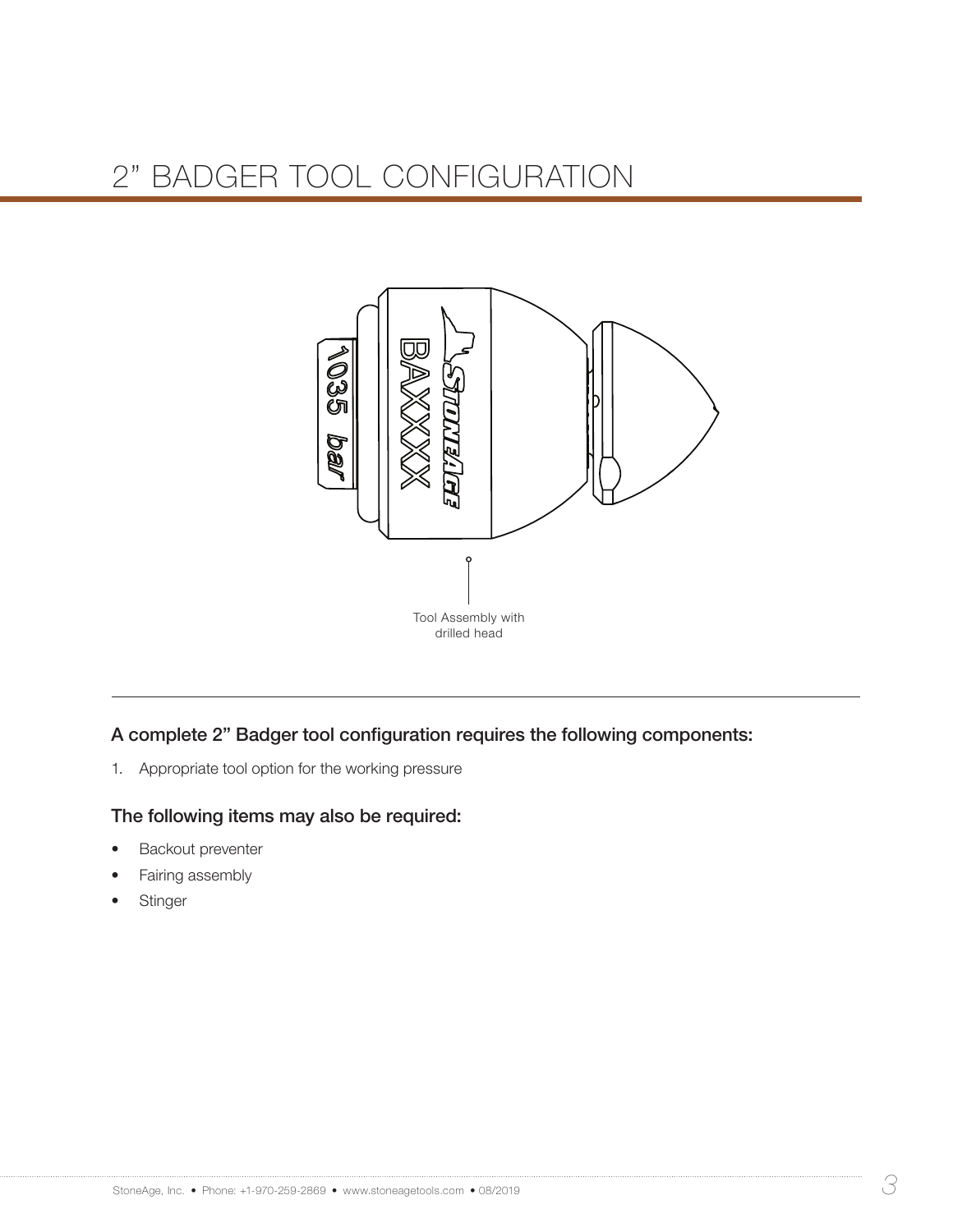# 2” BADGER TOOL CONFIGURATION

Tool Assembly with drilled head

### A complete 2” Badger tool configuration requires the following components:

1. Appropriate tool option for the working pressure

### The following items may also be required:

- Backout preventer
- Fairing assembly
- Stinger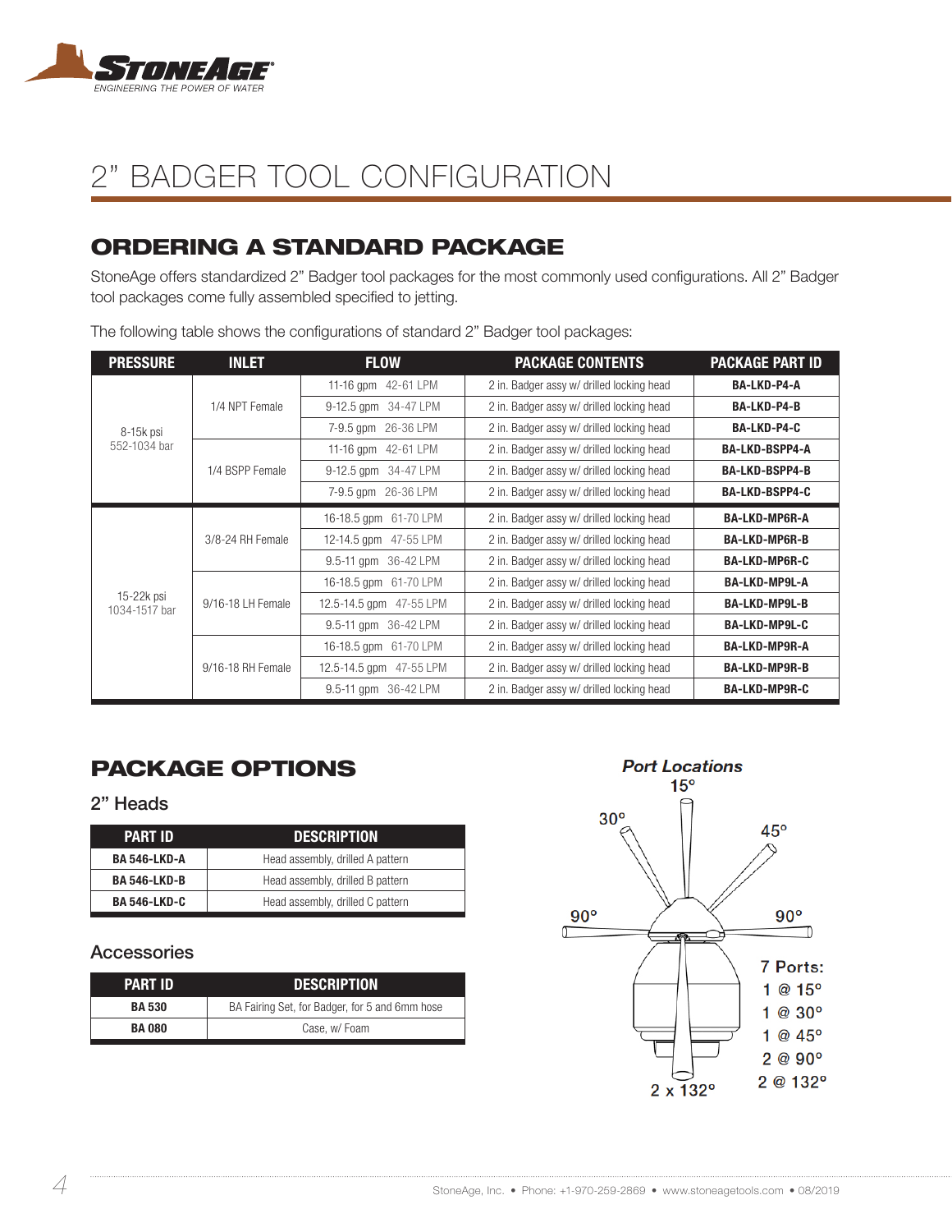# 2" BADGER TOOL CONFIGURATION

## ORDERING A STANDARD PACKAGE

StoneAge offers standardized 2" Badger tool packages for the most commonly used configurations. All 2" Badger tool packages come fully assembled specified to jetting.

The following table shows the configurations of standard 2" Badger tool packages:

| PRESSURE | INLET | FLOW | PACKAGE CONTENTS | PACKAGE PART ID |
|---|---|---|---|---|
| 8-15k psi 552-1034 bar | 1/4 NPT Female | 11-16 gpm 42-61 LPM | 2 in. Badger assy w/ drilled locking head | BA-LKD-P4-A |
| | | 9-12.5 gpm 34-47 LPM | 2 in. Badger assy w/ drilled locking head | BA-LKD-P4-B |
| | | 7-9.5 gpm 26-36 LPM | 2 in. Badger assy w/ drilled locking head | BA-LKD-P4-C |
| | 1/4 BSPP Female | 11-16 gpm 42-61 LPM | 2 in. Badger assy w/ drilled locking head | BA-LKD-BSPP4-A |
| | | 9-12.5 gpm 34-47 LPM | 2 in. Badger assy w/ drilled locking head | BA-LKD-BSPP4-B |
| | | 7-9.5 gpm 26-36 LPM | 2 in. Badger assy w/ drilled locking head | BA-LKD-BSPP4-C |
| 15-22k psi 1034-1517 bar | 3/8-24 RH Female | 16-18.5 gpm 61-70 LPM | 2 in. Badger assy w/ drilled locking head | BA-LKD-MP6R-A |
| | | 12-14.5 gpm 47-55 LPM | 2 in. Badger assy w/ drilled locking head | BA-LKD-MP6R-B |
| | | 9.5-11 gpm 36-42 LPM | 2 in. Badger assy w/ drilled locking head | BA-LKD-MP6R-C |
| | 9/16-18 LH Female | 16-18.5 gpm 61-70 LPM | 2 in. Badger assy w/ drilled locking head | BA-LKD-MP9L-A |
| | | 12.5-14.5 gpm 47-55 LPM | 2 in. Badger assy w/ drilled locking head | BA-LKD-MP9L-B |
| | | 9.5-11 gpm 36-42 LPM | 2 in. Badger assy w/ drilled locking head | BA-LKD-MP9L-C |
| | 9/16-18 RH Female | 16-18.5 gpm 61-70 LPM | 2 in. Badger assy w/ drilled locking head | BA-LKD-MP9R-A |
| | | 12.5-14.5 gpm 47-55 LPM | 2 in. Badger assy w/ drilled locking head | BA-LKD-MP9R-B |
| | | 9.5-11 gpm 36-42 LPM | 2 in. Badger assy w/ drilled locking head | BA-LKD-MP9R-C |

## PACKAGE OPTIONS

### 2" Heads

| PART ID | DESCRIPTION |
|---|---|
| BA 546-LKD-A | Head assembly, drilled A pattern |
| BA 546-LKD-B | Head assembly, drilled B pattern |
| BA 546-LKD-C | Head assembly, drilled C pattern |

### Accessories

| PART ID | DESCRIPTION |
|---|---|
| BA 530 | BA Fairing Set, for Badger, for 5 and 6mm hose |
| BA 080 | Case, w/ Foam |

*Port Locations*

15°, 30°, 45°, 90°, 90°, 2 x 132°

7 Ports:
1 @ 15°
1 @ 30°
1 @ 45°
2 @ 90°
2 @ 132°

StoneAge, Inc. • Phone: +1-970-259-2869 • www.stoneagetools.com • 08/2019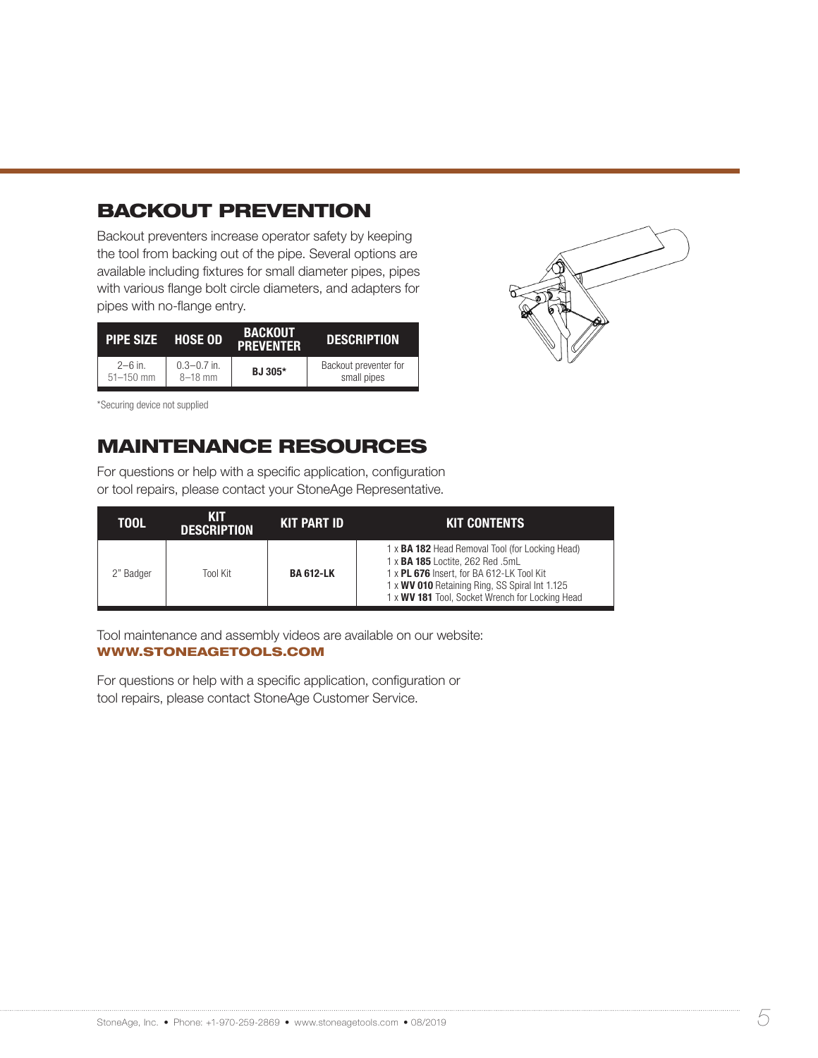## BACKOUT PREVENTION

Backout preventers increase operator safety by keeping the tool from backing out of the pipe. Several options are available including fixtures for small diameter pipes, pipes with various flange bolt circle diameters, and adapters for pipes with no-flange entry.

| PIPE SIZE | HOSE OD | BACKOUT PREVENTER | DESCRIPTION |
|---|---|---|---|
| 2–6 in.<br>51–150 mm | 0.3–0.7 in.<br>8–18 mm | **BJ 305*** | Backout preventer for small pipes |

*Securing device not supplied

## MAINTENANCE RESOURCES

For questions or help with a specific application, configuration or tool repairs, please contact your StoneAge Representative.

| TOOL | KIT DESCRIPTION | KIT PART ID | KIT CONTENTS |
|---|---|---|---|
| 2" Badger | Tool Kit | **BA 612-LK** | 1 x **BA 182** Head Removal Tool (for Locking Head)<br>1 x **BA 185** Loctite, 262 Red .5mL<br>1 x **PL 676** Insert, for BA 612-LK Tool Kit<br>1 x **WV 010** Retaining Ring, SS Spiral Int 1.125<br>1 x **WV 181** Tool, Socket Wrench for Locking Head |

Tool maintenance and assembly videos are available on our website:
**WWW.STONEAGETOOLS.COM**

For questions or help with a specific application, configuration or tool repairs, please contact StoneAge Customer Service.

StoneAge, Inc. • Phone: +1-970-259-2869 • www.stoneagetools.com • 08/2019